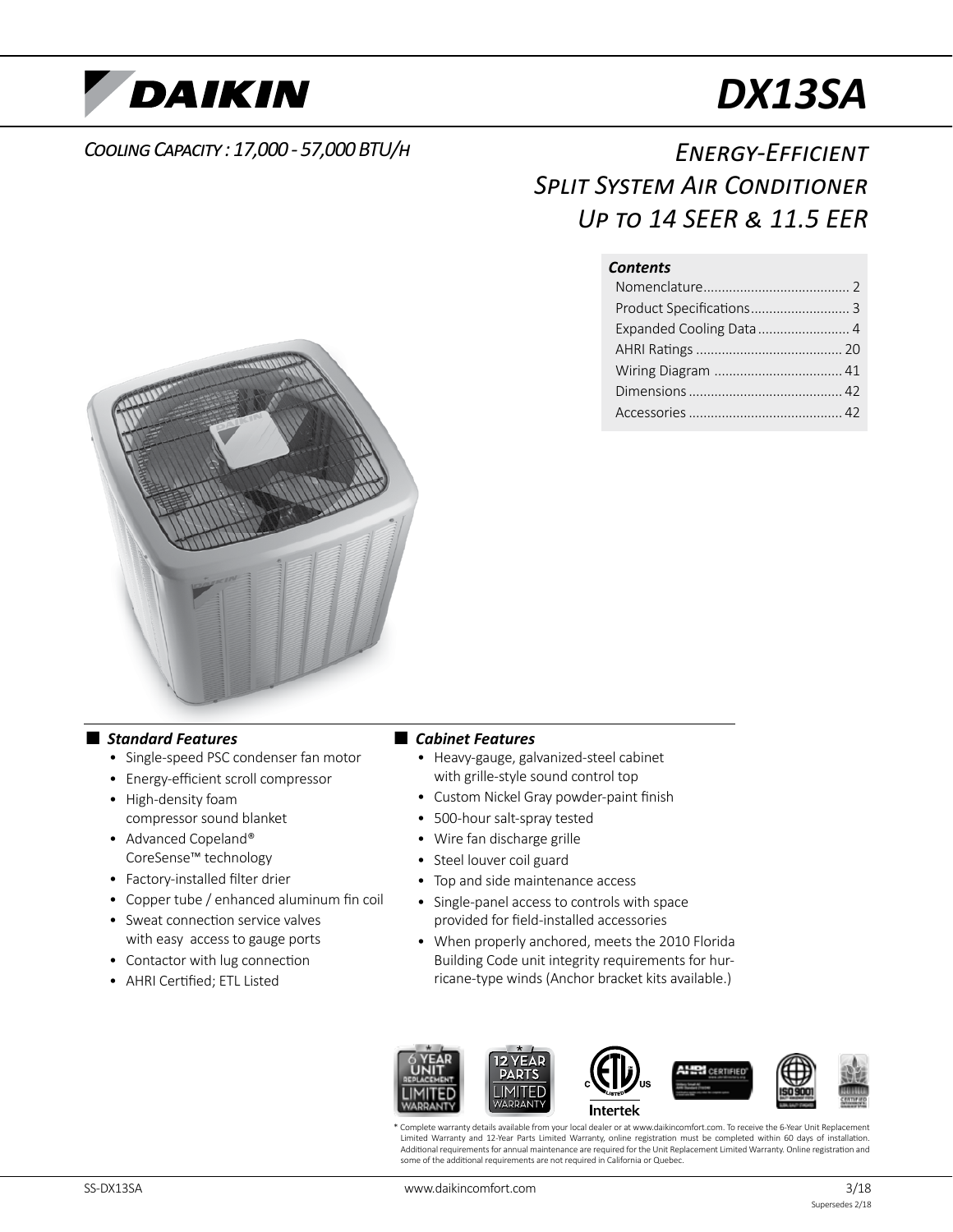# DAIKIN

# DX13SA

*Cooling Capacity : 17,000 - 57,000 BTU/h*

## *Energy-Efficient Split System Air Conditioner Up to 14 SEER & 11.5 EER*

***Contents***

- Nomenclature........................................ 2
- Product Specifications........................... 3
- Expanded Cooling Data......................... 4
- AHRI Ratings ........................................ 20
- Wiring Diagram ................................... 41
- Dimensions .......................................... 42
- Accessories .......................................... 42

### ***Standard Features***

- Single-speed PSC condenser fan motor
- Energy-efficient scroll compressor
- High-density foam compressor sound blanket
- Advanced Copeland® CoreSense™ technology
- Factory-installed filter drier
- Copper tube / enhanced aluminum fin coil
- Sweat connection service valves with easy access to gauge ports
- Contactor with lug connection
- AHRI Certified; ETL Listed

### ***Cabinet Features***

- Heavy-gauge, galvanized-steel cabinet with grille-style sound control top
- Custom Nickel Gray powder-paint finish
- 500-hour salt-spray tested
- Wire fan discharge grille
- Steel louver coil guard
- Top and side maintenance access
- Single-panel access to controls with space provided for field-installed accessories
- When properly anchored, meets the 2010 Florida Building Code unit integrity requirements for hurricane-type winds (Anchor bracket kits available.)

* Complete warranty details available from your local dealer or at www.daikincomfort.com. To receive the 6-Year Unit Replacement Limited Warranty and 12-Year Parts Limited Warranty, online registration must be completed within 60 days of installation. Additional requirements for annual maintenance are required for the Unit Replacement Limited Warranty. Online registration and some of the additional requirements are not required in California or Quebec.

SS-DX13SA www.daikincomfort.com 3/18 Supersedes 2/18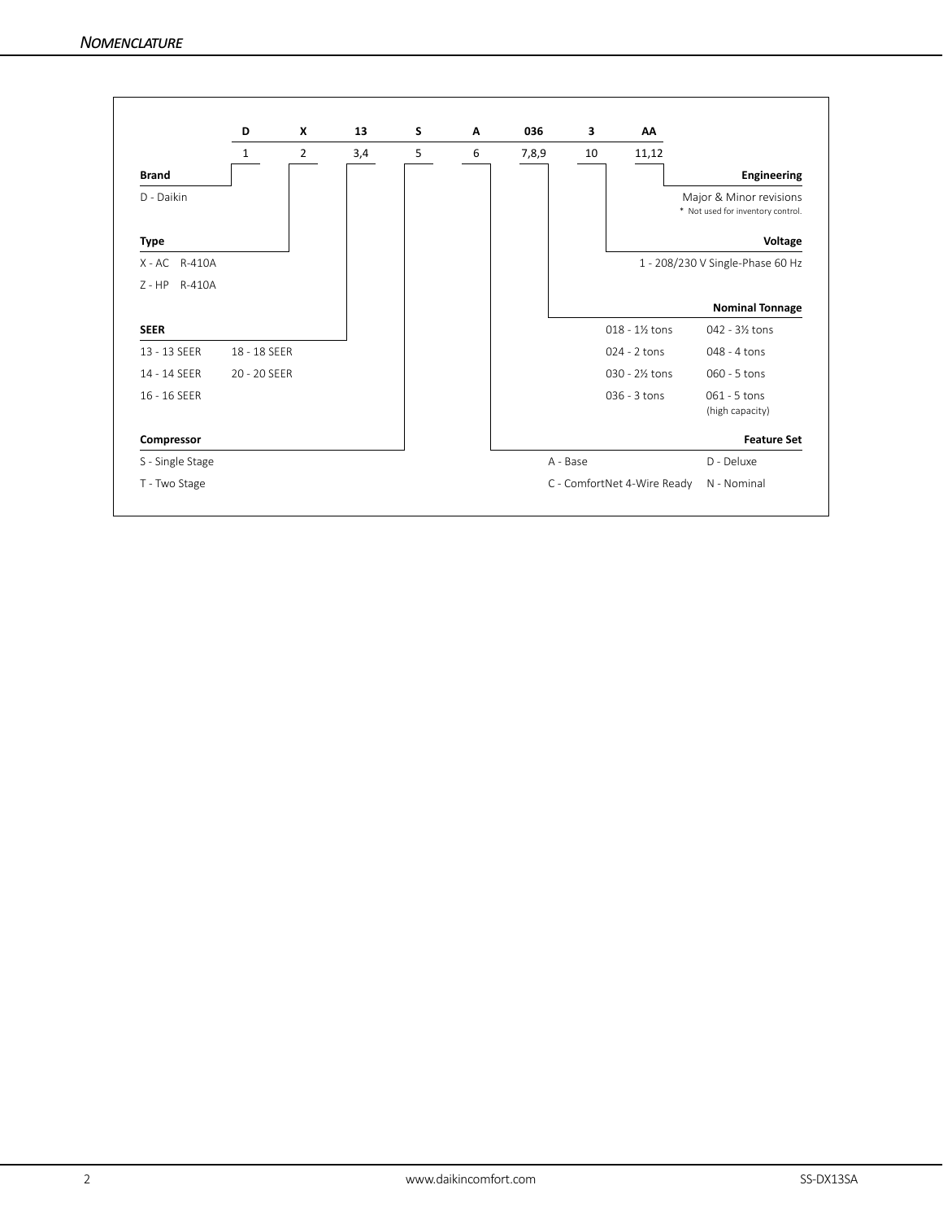## NOMENCLATURE

| D | X | 13 | S | A | 036 | 3 | AA |
|---|---|---|---|---|---|---|---|
| 1 | 2 | 3,4 | 5 | 6 | 7,8,9 | 10 | 11,12 |

**Brand**

D - Daikin

**Type**

X - AC R-410A

Z - HP R-410A

**SEER**

13 - 13 SEER
14 - 14 SEER
16 - 16 SEER
18 - 18 SEER
20 - 20 SEER

**Compressor**

S - Single Stage

T - Two Stage

**Engineering**

Major & Minor revisions

* Not used for inventory control.

**Voltage**

1 - 208/230 V Single-Phase 60 Hz

**Nominal Tonnage**

018 - 1½ tons
024 - 2 tons
030 - 2½ tons
036 - 3 tons
042 - 3½ tons
048 - 4 tons
060 - 5 tons
061 - 5 tons (high capacity)

**Feature Set**

A - Base

C - ComfortNet 4-Wire Ready

D - Deluxe

N - Nominal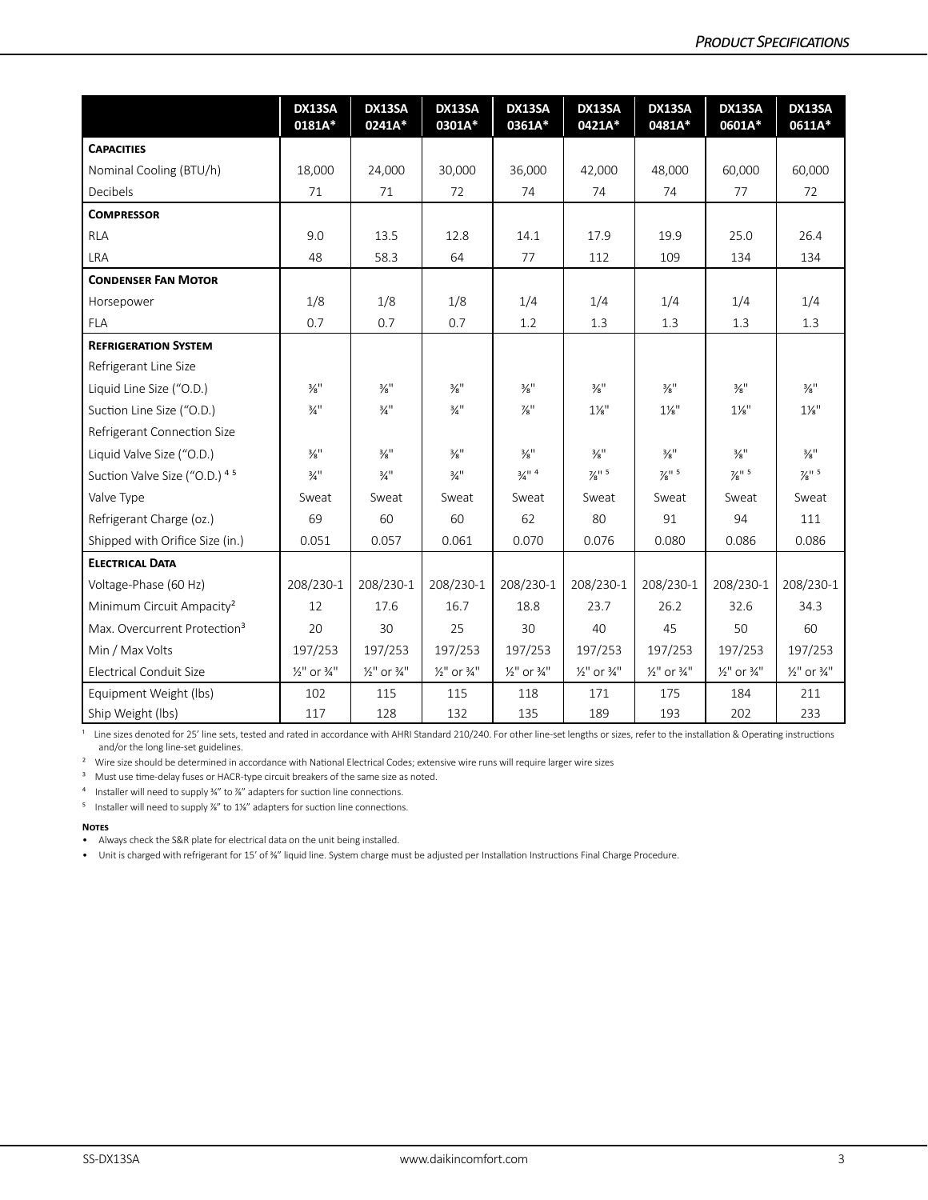| | DX13SA 0181A* | DX13SA 0241A* | DX13SA 0301A* | DX13SA 0361A* | DX13SA 0421A* | DX13SA 0481A* | DX13SA 0601A* | DX13SA 0611A* |
|---|---|---|---|---|---|---|---|---|
| **Capacities** | | | | | | | | |
| Nominal Cooling (BTU/h) | 18,000 | 24,000 | 30,000 | 36,000 | 42,000 | 48,000 | 60,000 | 60,000 |
| Decibels | 71 | 71 | 72 | 74 | 74 | 74 | 77 | 72 |
| **Compressor** | | | | | | | | |
| RLA | 9.0 | 13.5 | 12.8 | 14.1 | 17.9 | 19.9 | 25.0 | 26.4 |
| LRA | 48 | 58.3 | 64 | 77 | 112 | 109 | 134 | 134 |
| **Condenser Fan Motor** | | | | | | | | |
| Horsepower | 1/8 | 1/8 | 1/8 | 1/4 | 1/4 | 1/4 | 1/4 | 1/4 |
| FLA | 0.7 | 0.7 | 0.7 | 1.2 | 1.3 | 1.3 | 1.3 | 1.3 |
| **Refrigeration System** | | | | | | | | |
| Refrigerant Line Size | | | | | | | | |
| Liquid Line Size ("O.D.) | ⅜" | ⅜" | ⅜" | ⅜" | ⅜" | ⅜" | ⅜" | ⅜" |
| Suction Line Size ("O.D.) | ¾" | ¾" | ¾" | ⅞" | 1⅛" | 1⅛" | 1⅛" | 1⅛" |
| Refrigerant Connection Size | | | | | | | | |
| Liquid Valve Size ("O.D.) | ⅜" | ⅜" | ⅜" | ⅜" | ⅜" | ⅜" | ⅜" | ⅜" |
| Suction Valve Size ("O.D.) [4] [5] | ¾" | ¾" | ¾" | ¾" [4] | ⅞" [5] | ⅞" [5] | ⅞" [5] | ⅞" [5] |
| Valve Type | Sweat | Sweat | Sweat | Sweat | Sweat | Sweat | Sweat | Sweat |
| Refrigerant Charge (oz.) | 69 | 60 | 60 | 62 | 80 | 91 | 94 | 111 |
| Shipped with Orifice Size (in.) | 0.051 | 0.057 | 0.061 | 0.070 | 0.076 | 0.080 | 0.086 | 0.086 |
| **Electrical Data** | | | | | | | | |
| Voltage-Phase (60 Hz) | 208/230-1 | 208/230-1 | 208/230-1 | 208/230-1 | 208/230-1 | 208/230-1 | 208/230-1 | 208/230-1 |
| Minimum Circuit Ampacity[2] | 12 | 17.6 | 16.7 | 18.8 | 23.7 | 26.2 | 32.6 | 34.3 |
| Max. Overcurrent Protection[3] | 20 | 30 | 25 | 30 | 40 | 45 | 50 | 60 |
| Min / Max Volts | 197/253 | 197/253 | 197/253 | 197/253 | 197/253 | 197/253 | 197/253 | 197/253 |
| Electrical Conduit Size | ½" or ¾" | ½" or ¾" | ½" or ¾" | ½" or ¾" | ½" or ¾" | ½" or ¾" | ½" or ¾" | ½" or ¾" |
| Equipment Weight (lbs) | 102 | 115 | 115 | 118 | 171 | 175 | 184 | 211 |
| Ship Weight (lbs) | 117 | 128 | 132 | 135 | 189 | 193 | 202 | 233 |

[1] Line sizes denoted for 25' line sets, tested and rated in accordance with AHRI Standard 210/240. For other line-set lengths or sizes, refer to the installation & Operating instructions and/or the long line-set guidelines.

[2] Wire size should be determined in accordance with National Electrical Codes; extensive wire runs will require larger wire sizes

[3] Must use time-delay fuses or HACR-type circuit breakers of the same size as noted.

[4] Installer will need to supply ¾" to ⅞" adapters for suction line connections.

[5] Installer will need to supply ⅞" to 1⅛" adapters for suction line connections.

**Notes**

- Always check the S&R plate for electrical data on the unit being installed.
- Unit is charged with refrigerant for 15' of ⅜" liquid line. System charge must be adjusted per Installation Instructions Final Charge Procedure.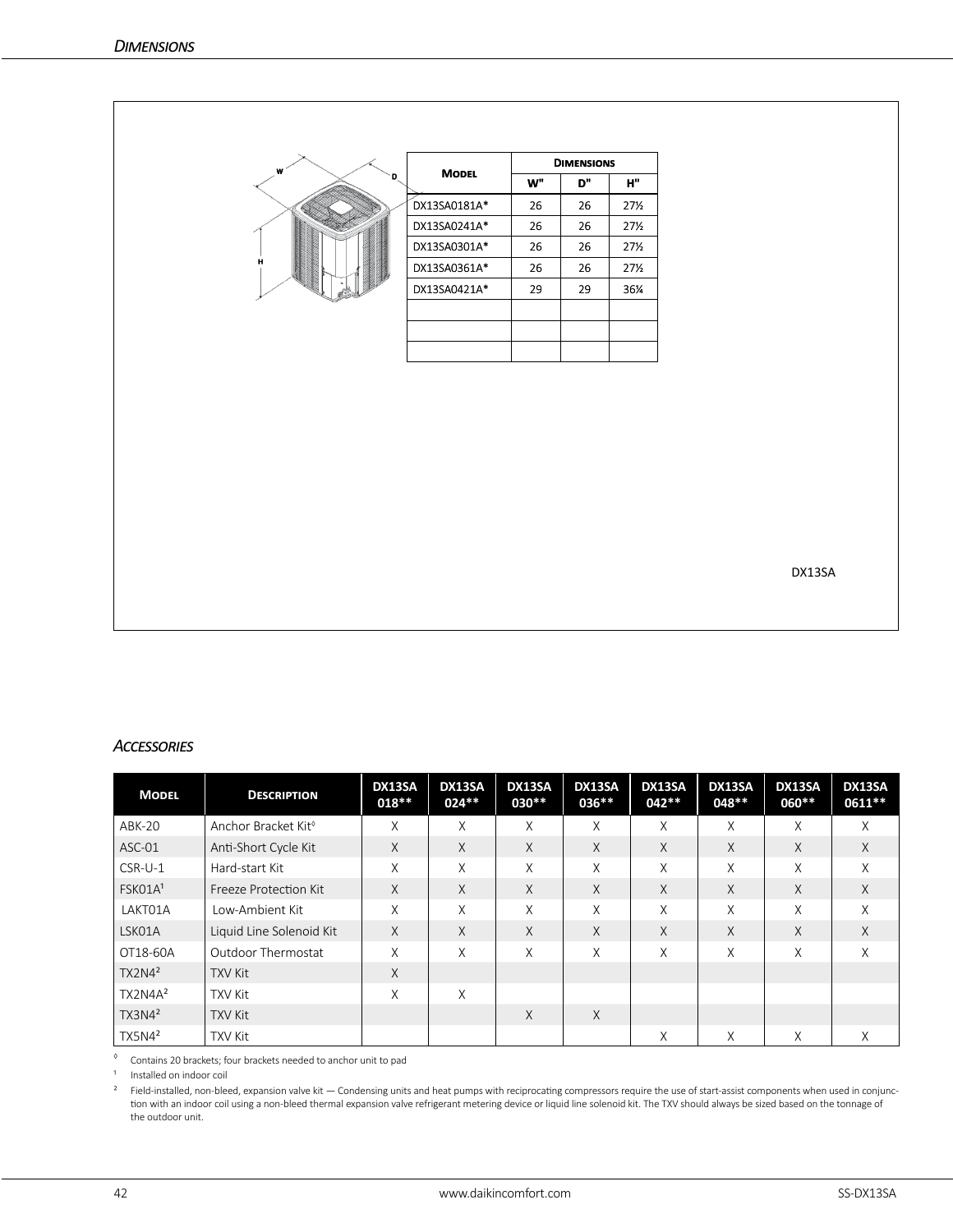## Dimensions

| Model | Dimensions | | |
|---|---|---|---|
| | W" | D" | H" |
| DX13SA0181A* | 26 | 26 | 27½ |
| DX13SA0241A* | 26 | 26 | 27½ |
| DX13SA0301A* | 26 | 26 | 27½ |
| DX13SA0361A* | 26 | 26 | 27½ |
| DX13SA0421A* | 29 | 29 | 36¼ |
| | | | |
| | | | |
| | | | |

DX13SA

## Accessories

| Model | Description | DX13SA 018** | DX13SA 024** | DX13SA 030** | DX13SA 036** | DX13SA 042** | DX13SA 048** | DX13SA 060** | DX13SA 0611** |
|---|---|---|---|---|---|---|---|---|---|
| ABK-20 | Anchor Bracket Kit◊ | X | X | X | X | X | X | X | X |
| ASC-01 | Anti-Short Cycle Kit | X | X | X | X | X | X | X | X |
| CSR-U-1 | Hard-start Kit | X | X | X | X | X | X | X | X |
| FSK01A[1] | Freeze Protection Kit | X | X | X | X | X | X | X | X |
| LAKT01A | Low-Ambient Kit | X | X | X | X | X | X | X | X |
| LSK01A | Liquid Line Solenoid Kit | X | X | X | X | X | X | X | X |
| OT18-60A | Outdoor Thermostat | X | X | X | X | X | X | X | X |
| TX2N4[2] | TXV Kit | X | | | | | | | |
| TX2N4A[2] | TXV Kit | X | X | | | | | | |
| TX3N4[2] | TXV Kit | | | X | X | | | | |
| TX5N4[2] | TXV Kit | | | | | X | X | X | X |

◊ Contains 20 brackets; four brackets needed to anchor unit to pad

[1] Installed on indoor coil

[2] Field-installed, non-bleed, expansion valve kit — Condensing units and heat pumps with reciprocating compressors require the use of start-assist components when used in conjunction with an indoor coil using a non-bleed thermal expansion valve refrigerant metering device or liquid line solenoid kit. The TXV should always be sized based on the tonnage of the outdoor unit.